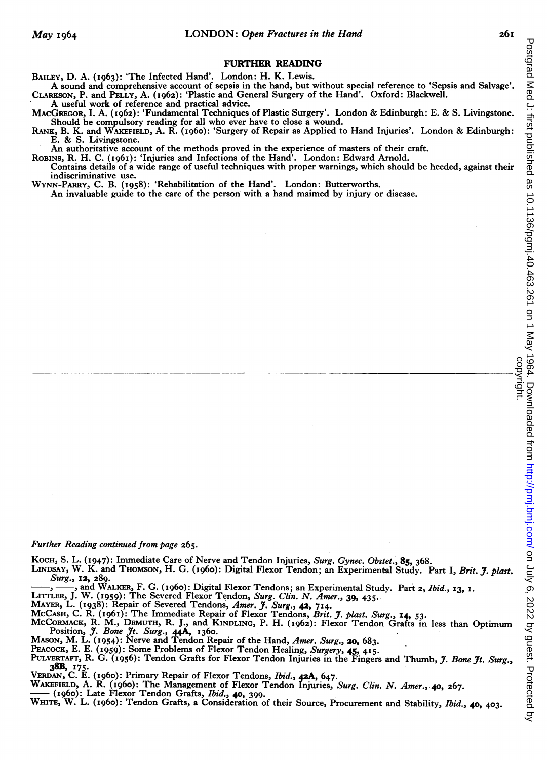## FURTHER READING

BAILEY, D. A. (1963): 'The Infected Hand'. London: H. K. Lewis.
A sound and comprehensive account of sepsis in the hand, but without special reference to 'Sepsis and Salvage'.

CLARKSON, P. and PELLY, A. (1962): 'Plastic and General Surgery of the Hand'. Oxford: Blackwell.
A useful work of reference and practical advice.

MACGREGOR, I. A. (1962): 'Fundamental Techniques of Plastic Surgery'. London & Edinburgh: E. & S. Livingstone.
Should be compulsory reading for all who ever have to close a wound.

RANK, B. K. and WAKEFIELD, A. R. (1960): 'Surgery of Repair as Applied to Hand Injuries'. London & Edinburgh: E. & S. Livingstone.
An authoritative account of the methods proved in the experience of masters of their craft.

ROBINS, R. H. C. (1961): 'Injuries and Infections of the Hand'. London: Edward Arnold.
Contains details of a wide range of useful techniques with proper warnings, which should be heeded, against their indiscriminative use.

WYNN-PARRY, C. B. (1958): 'Rehabilitation of the Hand'. London: Butterworths.
An invaluable guide to the care of the person with a hand maimed by injury or disease.

---

*Further Reading continued from page 265.*

KOCH, S. L. (1947): Immediate Care of Nerve and Tendon Injuries, *Surg. Gynec. Obstet.*, **85**, 368.

LINDSAY, W. K. and THOMSON, H. G. (1960): Digital Flexor Tendon; an Experimental Study. Part I, *Brit. J. plast. Surg.*, **12**, 289.

——, ——, and WALKER, F. G. (1960): Digital Flexor Tendons; an Experimental Study. Part 2, *Ibid.*, **13**, 1.

LITTLER, J. W. (1959): The Severed Flexor Tendon, *Surg. Clin. N. Amer.*, **39**, 435.

MAYER, L. (1938): Repair of Severed Tendons, *Amer. J. Surg.*, **42**, 714.

MCCASH, C. R. (1961): The Immediate Repair of Flexor Tendons, *Brit. J. plast. Surg.*, **14**, 53.

MCCORMACK, R. M., DEMUTH, R. J., and KINDLING, P. H. (1962): Flexor Tendon Grafts in less than Optimum Position, *J. Bone Jt. Surg.*, **44A**, 1360.

MASON, M. L. (1954): Nerve and Tendon Repair of the Hand, *Amer. Surg.*, **20**, 683.

PEACOCK, E. E. (1959): Some Problems of Flexor Tendon Healing, *Surgery*, **45**, 415.

PULVERTAFT, R. G. (1956): Tendon Grafts for Flexor Tendon Injuries in the Fingers and Thumb, *J. Bone Jt. Surg.*, **38B**, 175.

VERDAN, C. E. (1960): Primary Repair of Flexor Tendons, *Ibid.*, **42A**, 647.

WAKEFIELD, A. R. (1960): The Management of Flexor Tendon Injuries, *Surg. Clin. N. Amer.*, **40**, 267.

—— (1960): Late Flexor Tendon Grafts, *Ibid.*, **40**, 399.

WHITE, W. L. (1960): Tendon Grafts, a Consideration of their Source, Procurement and Stability, *Ibid.*, **40**, 403.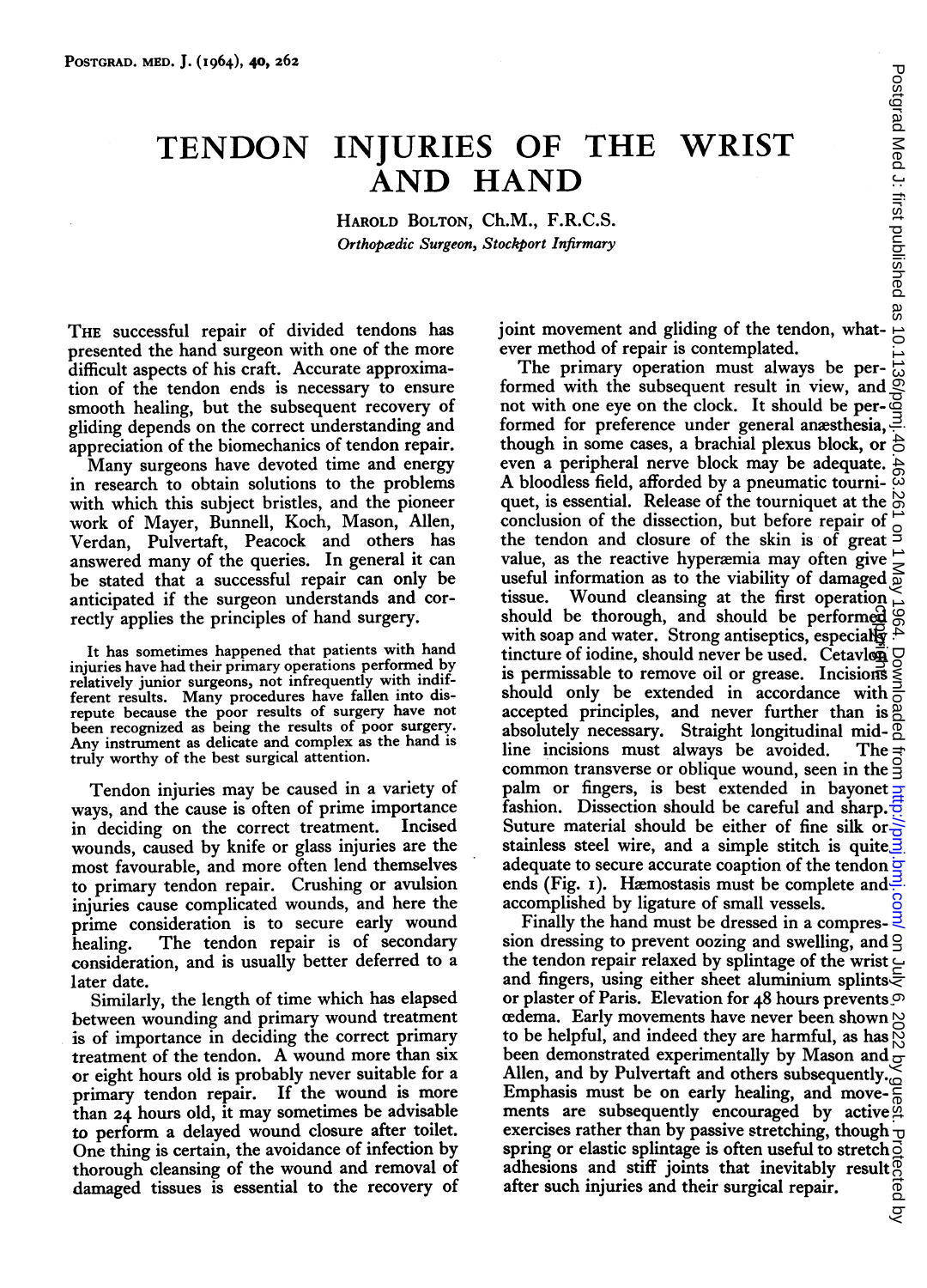# TENDON INJURIES OF THE WRIST AND HAND

HAROLD BOLTON, Ch.M., F.R.C.S.

*Orthopædic Surgeon, Stockport Infirmary*

THE successful repair of divided tendons has presented the hand surgeon with one of the more difficult aspects of his craft. Accurate approximation of the tendon ends is necessary to ensure smooth healing, but the subsequent recovery of gliding depends on the correct understanding and appreciation of the biomechanics of tendon repair.

Many surgeons have devoted time and energy in research to obtain solutions to the problems with which this subject bristles, and the pioneer work of Mayer, Bunnell, Koch, Mason, Allen, Verdan, Pulvertaft, Peacock and others has answered many of the queries. In general it can be stated that a successful repair can only be anticipated if the surgeon understands and correctly applies the principles of hand surgery.

It has sometimes happened that patients with hand injuries have had their primary operations performed by relatively junior surgeons, not infrequently with indifferent results. Many procedures have fallen into disrepute because the poor results of surgery have not been recognized as being the results of poor surgery. Any instrument as delicate and complex as the hand is truly worthy of the best surgical attention.

Tendon injuries may be caused in a variety of ways, and the cause is often of prime importance in deciding on the correct treatment. Incised wounds, caused by knife or glass injuries are the most favourable, and more often lend themselves to primary tendon repair. Crushing or avulsion injuries cause complicated wounds, and here the prime consideration is to secure early wound healing. The tendon repair is of secondary consideration, and is usually better deferred to a later date.

Similarly, the length of time which has elapsed between wounding and primary wound treatment is of importance in deciding the correct primary treatment of the tendon. A wound more than six or eight hours old is probably never suitable for a primary tendon repair. If the wound is more than 24 hours old, it may sometimes be advisable to perform a delayed wound closure after toilet. One thing is certain, the avoidance of infection by thorough cleansing of the wound and removal of damaged tissues is essential to the recovery of joint movement and gliding of the tendon, whatever method of repair is contemplated.

The primary operation must always be performed with the subsequent result in view, and not with one eye on the clock. It should be performed for preference under general anæsthesia, though in some cases, a brachial plexus block, or even a peripheral nerve block may be adequate. A bloodless field, afforded by a pneumatic tourniquet, is essential. Release of the tourniquet at the conclusion of the dissection, but before repair of the tendon and closure of the skin is of great value, as the reactive hyperæmia may often give useful information as to the viability of damaged tissue. Wound cleansing at the first operation should be thorough, and should be performed with soap and water. Strong antiseptics, especially tincture of iodine, should never be used. Cetavlon is permissable to remove oil or grease. Incisions should only be extended in accordance with accepted principles, and never further than is absolutely necessary. Straight longitudinal midline incisions must always be avoided. The common transverse or oblique wound, seen in the palm or fingers, is best extended in bayonet fashion. Dissection should be careful and sharp. Suture material should be either of fine silk or stainless steel wire, and a simple stitch is quite adequate to secure accurate coaption of the tendon ends (Fig. 1). Hæmostasis must be complete and accomplished by ligature of small vessels.

Finally the hand must be dressed in a compression dressing to prevent oozing and swelling, and the tendon repair relaxed by splintage of the wrist and fingers, using either sheet aluminium splints or plaster of Paris. Elevation for 48 hours prevents œdema. Early movements have never been shown to be helpful, and indeed they are harmful, as has been demonstrated experimentally by Mason and Allen, and by Pulvertaft and others subsequently. Emphasis must be on early healing, and movements are subsequently encouraged by active exercises rather than by passive stretching, though spring or elastic splintage is often useful to stretch adhesions and stiff joints that inevitably result after such injuries and their surgical repair.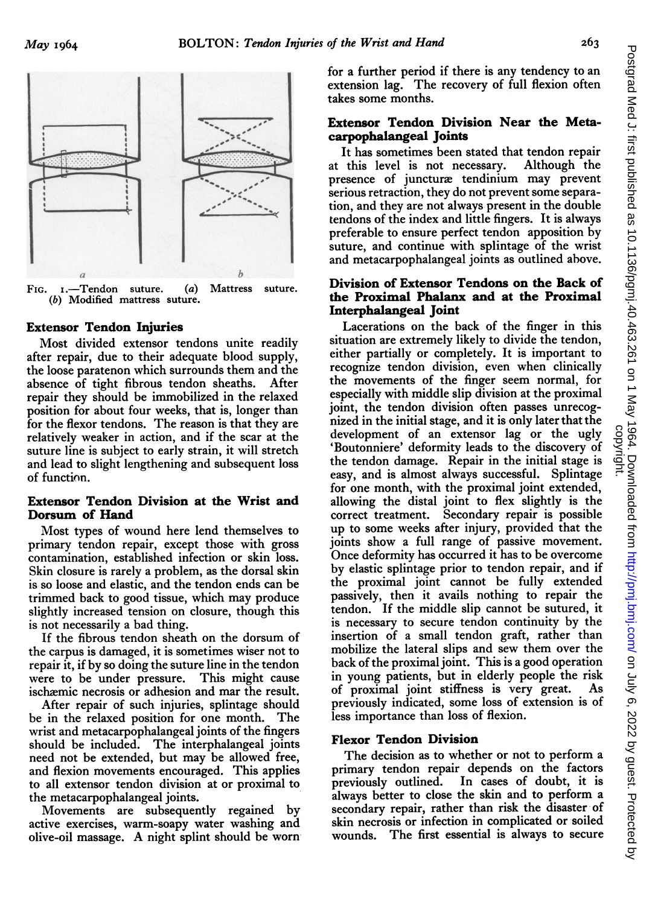FIG. 1.—Tendon suture. (a) Mattress suture. (b) Modified mattress suture.

### Extensor Tendon Injuries

Most divided extensor tendons unite readily after repair, due to their adequate blood supply, the loose paratenon which surrounds them and the absence of tight fibrous tendon sheaths. After repair they should be immobilized in the relaxed position for about four weeks, that is, longer than for the flexor tendons. The reason is that they are relatively weaker in action, and if the scar at the suture line is subject to early strain, it will stretch and lead to slight lengthening and subsequent loss of function.

### Extensor Tendon Division at the Wrist and Dorsum of Hand

Most types of wound here lend themselves to primary tendon repair, except those with gross contamination, established infection or skin loss. Skin closure is rarely a problem, as the dorsal skin is so loose and elastic, and the tendon ends can be trimmed back to good tissue, which may produce slightly increased tension on closure, though this is not necessarily a bad thing.

If the fibrous tendon sheath on the dorsum of the carpus is damaged, it is sometimes wiser not to repair it, if by so doing the suture line in the tendon were to be under pressure. This might cause ischæmic necrosis or adhesion and mar the result.

After repair of such injuries, splintage should be in the relaxed position for one month. The wrist and metacarpophalangeal joints of the fingers should be included. The interphalangeal joints need not be extended, but may be allowed free, and flexion movements encouraged. This applies to all extensor tendon division at or proximal to the metacarpophalangeal joints.

Movements are subsequently regained by active exercises, warm-soapy water washing and olive-oil massage. A night splint should be worn for a further period if there is any tendency to an extension lag. The recovery of full flexion often takes some months.

### Extensor Tendon Division Near the Metacarpophalangeal Joints

It has sometimes been stated that tendon repair at this level is not necessary. Although the presence of junctura tendinium may prevent serious retraction, they do not prevent some separation, and they are not always present in the double tendons of the index and little fingers. It is always preferable to ensure perfect tendon apposition by suture, and continue with splintage of the wrist and metacarpophalangeal joints as outlined above.

### Division of Extensor Tendons on the Back of the Proximal Phalanx and at the Proximal Interphalangeal Joint

Lacerations on the back of the finger in this situation are extremely likely to divide the tendon, either partially or completely. It is important to recognize tendon division, even when clinically the movements of the finger seem normal, for especially with middle slip division at the proximal joint, the tendon division often passes unrecognized in the initial stage, and it is only later that the development of an extensor lag or the ugly 'Boutonniere' deformity leads to the discovery of the tendon damage. Repair in the initial stage is easy, and is almost always successful. Splintage for one month, with the proximal joint extended, allowing the distal joint to flex slightly is the correct treatment. Secondary repair is possible up to some weeks after injury, provided that the joints show a full range of passive movement. Once deformity has occurred it has to be overcome by elastic splintage prior to tendon repair, and if the proximal joint cannot be fully extended passively, then it avails nothing to repair the tendon. If the middle slip cannot be sutured, it is necessary to secure tendon continuity by the insertion of a small tendon graft, rather than mobilize the lateral slips and sew them over the back of the proximal joint. This is a good operation in young patients, but in elderly people the risk of proximal joint stiffness is very great. As previously indicated, some loss of extension is of less importance than loss of flexion.

### Flexor Tendon Division

The decision as to whether or not to perform a primary tendon repair depends on the factors previously outlined. In cases of doubt, it is always better to close the skin and to perform a secondary repair, rather than risk the disaster of skin necrosis or infection in complicated or soiled wounds. The first essential is always to secure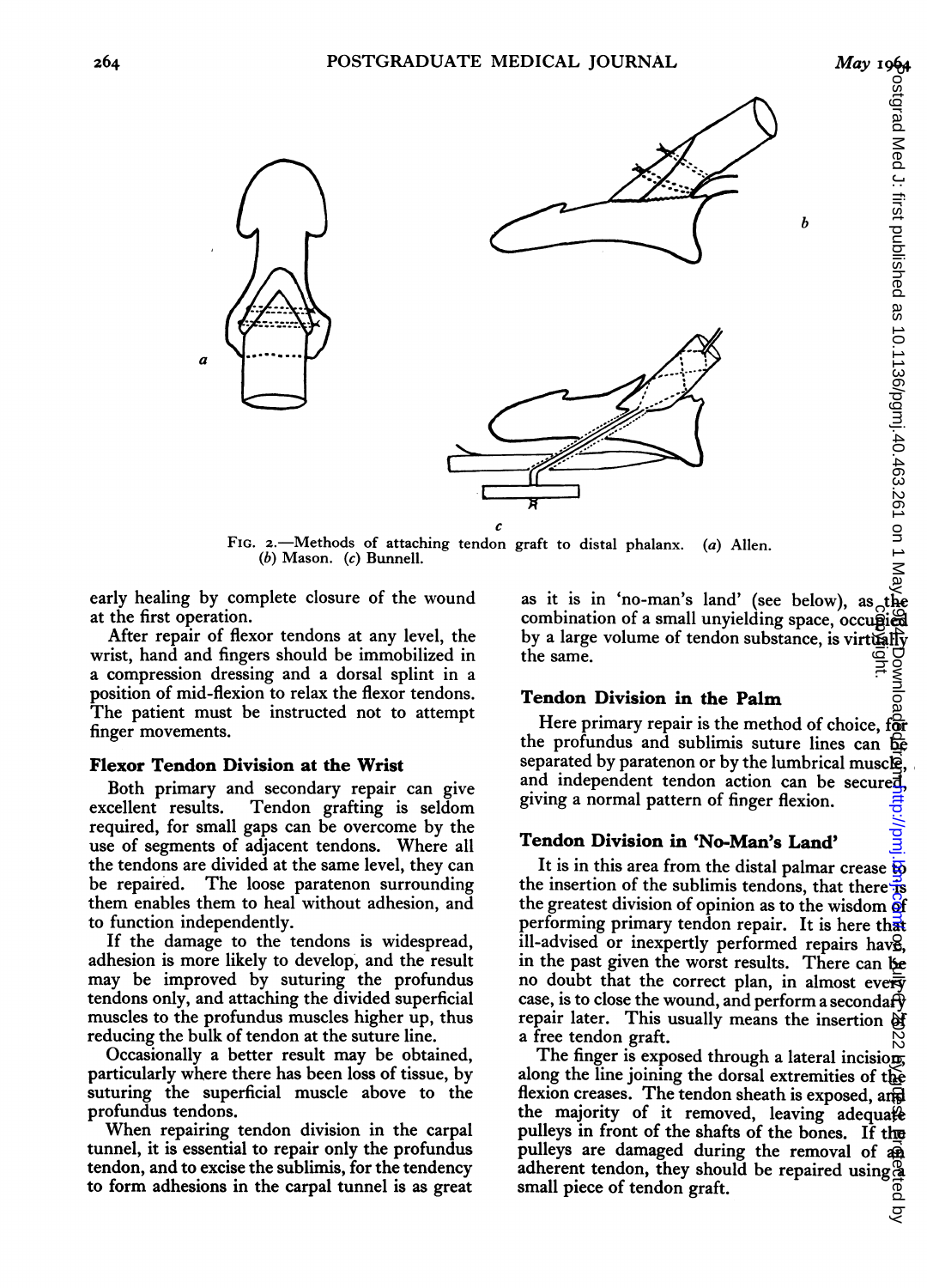FIG. 2.—Methods of attaching tendon graft to distal phalanx. (a) Allen. (b) Mason. (c) Bunnell.

early healing by complete closure of the wound at the first operation.

After repair of flexor tendons at any level, the wrist, hand and fingers should be immobilized in a compression dressing and a dorsal splint in a position of mid-flexion to relax the flexor tendons. The patient must be instructed not to attempt finger movements.

## Flexor Tendon Division at the Wrist

Both primary and secondary repair can give excellent results. Tendon grafting is seldom required, for small gaps can be overcome by the use of segments of adjacent tendons. Where all the tendons are divided at the same level, they can be repaired. The loose paratenon surrounding them enables them to heal without adhesion, and to function independently.

If the damage to the tendons is widespread, adhesion is more likely to develop, and the result may be improved by suturing the profundus tendons only, and attaching the divided superficial muscles to the profundus muscles higher up, thus reducing the bulk of tendon at the suture line.

Occasionally a better result may be obtained, particularly where there has been loss of tissue, by suturing the superficial muscle above to the profundus tendons.

When repairing tendon division in the carpal tunnel, it is essential to repair only the profundus tendon, and to excise the sublimis, for the tendency to form adhesions in the carpal tunnel is as great as it is in 'no-man's land' (see below), as the combination of a small unyielding space, occupied by a large volume of tendon substance, is virtually the same.

## Tendon Division in the Palm

Here primary repair is the method of choice, for the profundus and sublimis suture lines can be separated by paratenon or by the lumbrical muscle, and independent tendon action can be secured, giving a normal pattern of finger flexion.

## Tendon Division in 'No-Man's Land'

It is in this area from the distal palmar crease to the insertion of the sublimis tendons, that there is the greatest division of opinion as to the wisdom of performing primary tendon repair. It is here that ill-advised or inexpertly performed repairs have, in the past given the worst results. There can be no doubt that the correct plan, in almost every case, is to close the wound, and perform a secondary repair later. This usually means the insertion of a free tendon graft.

The finger is exposed through a lateral incision, along the line joining the dorsal extremities of the flexion creases. The tendon sheath is exposed, and the majority of it removed, leaving adequate pulleys in front of the shafts of the bones. If the pulleys are damaged during the removal of an adherent tendon, they should be repaired using a small piece of tendon graft.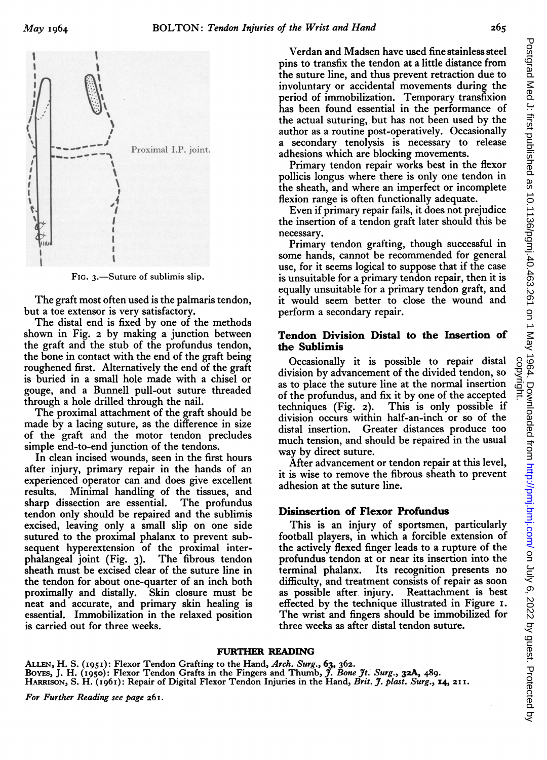FIG. 3.—Suture of sublimis slip.

The graft most often used is the palmaris tendon, but a toe extensor is very satisfactory.

The distal end is fixed by one of the methods shown in Fig. 2 by making a junction between the graft and the stub of the profundus tendon, the bone in contact with the end of the graft being roughened first. Alternatively the end of the graft is buried in a small hole made with a chisel or gouge, and a Bunnell pull-out suture threaded through a hole drilled through the nail.

The proximal attachment of the graft should be made by a lacing suture, as the difference in size of the graft and the motor tendon precludes simple end-to-end junction of the tendons.

In clean incised wounds, seen in the first hours after injury, primary repair in the hands of an experienced operator can and does give excellent results. Minimal handling of the tissues, and sharp dissection are essential. The profundus tendon only should be repaired and the sublimis excised, leaving only a small slip on one side sutured to the proximal phalanx to prevent subsequent hyperextension of the proximal interphalangeal joint (Fig. 3). The fibrous tendon sheath must be excised clear of the suture line in the tendon for about one-quarter of an inch both proximally and distally. Skin closure must be neat and accurate, and primary skin healing is essential. Immobilization in the relaxed position is carried out for three weeks.

Verdan and Madsen have used fine stainless steel pins to transfix the tendon at a little distance from the suture line, and thus prevent retraction due to involuntary or accidental movements during the period of immobilization. Temporary transfixion has been found essential in the performance of the actual suturing, but has not been used by the author as a routine post-operatively. Occasionally a secondary tenolysis is necessary to release adhesions which are blocking movements.

Primary tendon repair works best in the flexor pollicis longus where there is only one tendon in the sheath, and where an imperfect or incomplete flexion range is often functionally adequate.

Even if primary repair fails, it does not prejudice the insertion of a tendon graft later should this be necessary.

Primary tendon grafting, though successful in some hands, cannot be recommended for general use, for it seems logical to suppose that if the case is unsuitable for a primary tendon repair, then it is equally unsuitable for a primary tendon graft, and it would seem better to close the wound and perform a secondary repair.

## Tendon Division Distal to the Insertion of the Sublimis

Occasionally it is possible to repair distal division by advancement of the divided tendon, so as to place the suture line at the normal insertion of the profundus, and fix it by one of the accepted techniques (Fig. 2). This is only possible if division occurs within half-an-inch or so of the distal insertion. Greater distances produce too much tension, and should be repaired in the usual way by direct suture.

After advancement or tendon repair at this level, it is wise to remove the fibrous sheath to prevent adhesion at the suture line.

## Disinsertion of Flexor Profundus

This is an injury of sportsmen, particularly football players, in which a forcible extension of the actively flexed finger leads to a rupture of the profundus tendon at or near its insertion into the terminal phalanx. Its recognition presents no difficulty, and treatment consists of repair as soon as possible after injury. Reattachment is best effected by the technique illustrated in Figure 1. The wrist and fingers should be immobilized for three weeks as after distal tendon suture.

## FURTHER READING

ALLEN, H. S. (1951): Flexor Tendon Grafting to the Hand, *Arch. Surg.*, **63**, 362.
BOYES, J. H. (1950): Flexor Tendon Grafts in the Fingers and Thumb, *J. Bone Jt. Surg.*, **32A**, 489.
HARRISON, S. H. (1961): Repair of Digital Flexor Tendon Injuries in the Hand, *Brit. J. plast. Surg.*, **14**, 211.

*For Further Reading see page 261.*